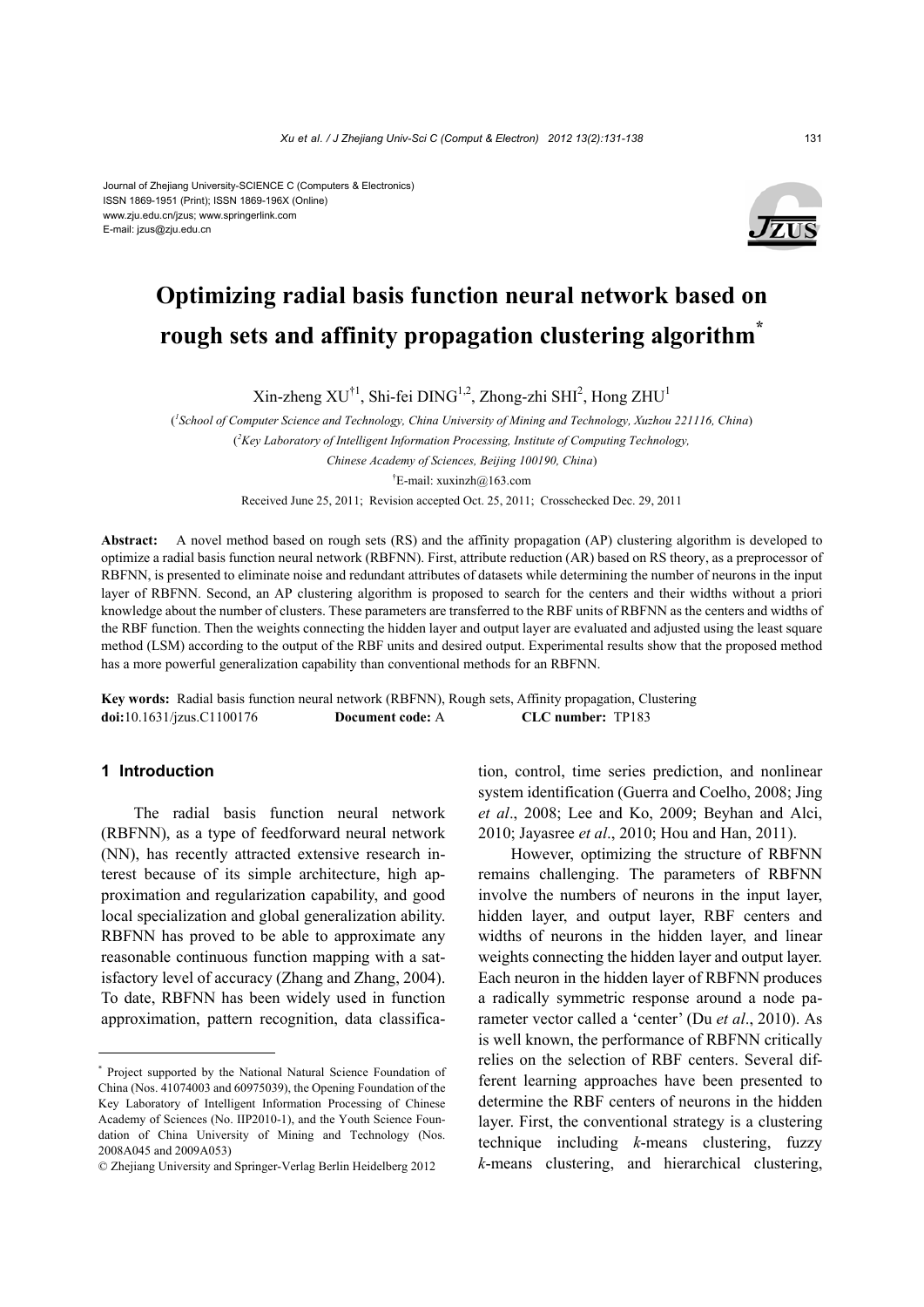Journal of Zhejiang University-SCIENCE C (Computers & Electronics)
ISSN 1869-1951 (Print); ISSN 1869-196X (Online)
www.zju.edu.cn/jzus; www.springerlink.com
E-mail: jzus@zju.edu.cn

# Optimizing radial basis function neural network based on rough sets and affinity propagation clustering algorithm*

Xin-zheng XU[†1], Shi-fei DING[1,2], Zhong-zhi SHI[2], Hong ZHU[1]

([1]*School of Computer Science and Technology, China University of Mining and Technology, Xuzhou 221116, China*)

([2]*Key Laboratory of Intelligent Information Processing, Institute of Computing Technology, Chinese Academy of Sciences, Beijing 100190, China*)

[†]E-mail: xuxinzh@163.com

Received June 25, 2011; Revision accepted Oct. 25, 2011; Crosschecked Dec. 29, 2011

**Abstract:** A novel method based on rough sets (RS) and the affinity propagation (AP) clustering algorithm is developed to optimize a radial basis function neural network (RBFNN). First, attribute reduction (AR) based on RS theory, as a preprocessor of RBFNN, is presented to eliminate noise and redundant attributes of datasets while determining the number of neurons in the input layer of RBFNN. Second, an AP clustering algorithm is proposed to search for the centers and their widths without a priori knowledge about the number of clusters. These parameters are transferred to the RBF units of RBFNN as the centers and widths of the RBF function. Then the weights connecting the hidden layer and output layer are evaluated and adjusted using the least square method (LSM) according to the output of the RBF units and desired output. Experimental results show that the proposed method has a more powerful generalization capability than conventional methods for an RBFNN.

**Key words:** Radial basis function neural network (RBFNN), Rough sets, Affinity propagation, Clustering
**doi:**10.1631/jzus.C1100176 **Document code:** A **CLC number:** TP183

## 1 Introduction

The radial basis function neural network (RBFNN), as a type of feedforward neural network (NN), has recently attracted extensive research interest because of its simple architecture, high approximation and regularization capability, and good local specialization and global generalization ability. RBFNN has proved to be able to approximate any reasonable continuous function mapping with a satisfactory level of accuracy (Zhang and Zhang, 2004). To date, RBFNN has been widely used in function approximation, pattern recognition, data classification, control, time series prediction, and nonlinear system identification (Guerra and Coelho, 2008; Jing *et al*., 2008; Lee and Ko, 2009; Beyhan and Alci, 2010; Jayasree *et al*., 2010; Hou and Han, 2011).

However, optimizing the structure of RBFNN remains challenging. The parameters of RBFNN involve the numbers of neurons in the input layer, hidden layer, and output layer, RBF centers and widths of neurons in the hidden layer, and linear weights connecting the hidden layer and output layer. Each neuron in the hidden layer of RBFNN produces a radically symmetric response around a node parameter vector called a 'center' (Du *et al*., 2010). As is well known, the performance of RBFNN critically relies on the selection of RBF centers. Several different learning approaches have been presented to determine the RBF centers of neurons in the hidden layer. First, the conventional strategy is a clustering technique including *k*-means clustering, fuzzy *k*-means clustering, and hierarchical clustering,

---

* Project supported by the National Natural Science Foundation of China (Nos. 41074003 and 60975039), the Opening Foundation of the Key Laboratory of Intelligent Information Processing of Chinese Academy of Sciences (No. IIP2010-1), and the Youth Science Foundation of China University of Mining and Technology (Nos. 2008A045 and 2009A053)

© Zhejiang University and Springer-Verlag Berlin Heidelberg 2012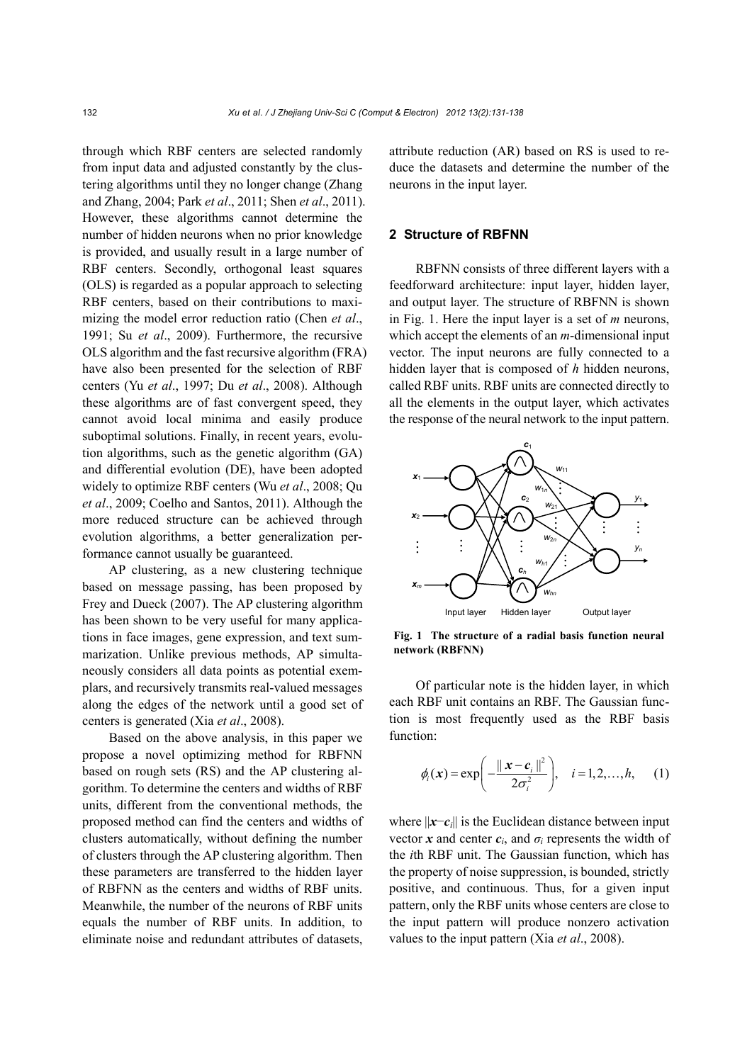through which RBF centers are selected randomly from input data and adjusted constantly by the clustering algorithms until they no longer change (Zhang and Zhang, 2004; Park *et al*., 2011; Shen *et al*., 2011). However, these algorithms cannot determine the number of hidden neurons when no prior knowledge is provided, and usually result in a large number of RBF centers. Secondly, orthogonal least squares (OLS) is regarded as a popular approach to selecting RBF centers, based on their contributions to maximizing the model error reduction ratio (Chen *et al*., 1991; Su *et al*., 2009). Furthermore, the recursive OLS algorithm and the fast recursive algorithm (FRA) have also been presented for the selection of RBF centers (Yu *et al*., 1997; Du *et al*., 2008). Although these algorithms are of fast convergent speed, they cannot avoid local minima and easily produce suboptimal solutions. Finally, in recent years, evolution algorithms, such as the genetic algorithm (GA) and differential evolution (DE), have been adopted widely to optimize RBF centers (Wu *et al*., 2008; Qu *et al*., 2009; Coelho and Santos, 2011). Although the more reduced structure can be achieved through evolution algorithms, a better generalization performance cannot usually be guaranteed.

AP clustering, as a new clustering technique based on message passing, has been proposed by Frey and Dueck (2007). The AP clustering algorithm has been shown to be very useful for many applications in face images, gene expression, and text summarization. Unlike previous methods, AP simultaneously considers all data points as potential exemplars, and recursively transmits real-valued messages along the edges of the network until a good set of centers is generated (Xia *et al*., 2008).

Based on the above analysis, in this paper we propose a novel optimizing method for RBFNN based on rough sets (RS) and the AP clustering algorithm. To determine the centers and widths of RBF units, different from the conventional methods, the proposed method can find the centers and widths of clusters automatically, without defining the number of clusters through the AP clustering algorithm. Then these parameters are transferred to the hidden layer of RBFNN as the centers and widths of RBF units. Meanwhile, the number of the neurons of RBF units equals the number of RBF units. In addition, to eliminate noise and redundant attributes of datasets, attribute reduction (AR) based on RS is used to reduce the datasets and determine the number of the neurons in the input layer.

## 2 Structure of RBFNN

RBFNN consists of three different layers with a feedforward architecture: input layer, hidden layer, and output layer. The structure of RBFNN is shown in Fig. 1. Here the input layer is a set of $m$ neurons, which accept the elements of an $m$-dimensional input vector. The input neurons are fully connected to a hidden layer that is composed of $h$ hidden neurons, called RBF units. RBF units are connected directly to all the elements in the output layer, which activates the response of the neural network to the input pattern.

$x_1$ $x_2$ $x_m$ $c_1$ $c_2$ $c_h$ $w_{11}$ $w_{1n}$ $w_{21}$ $w_{2n}$ $w_{h1}$ $w_{hn}$ $y_1$ $y_n$

Input layer Hidden layer Output layer

**Fig. 1 The structure of a radial basis function neural network (RBFNN)**

Of particular note is the hidden layer, in which each RBF unit contains an RBF. The Gaussian function is most frequently used as the RBF basis function:

$$\phi_i(\boldsymbol{x}) = \exp\left(-\frac{\|\boldsymbol{x}-\boldsymbol{c}_i\|^2}{2\sigma_i^2}\right), \quad i=1,2,\ldots,h, \tag{1}$$

where $\|\boldsymbol{x}-\boldsymbol{c}_i\|$ is the Euclidean distance between input vector $\boldsymbol{x}$ and center $\boldsymbol{c}_i$, and $\sigma_i$ represents the width of the $i$th RBF unit. The Gaussian function, which has the property of noise suppression, is bounded, strictly positive, and continuous. Thus, for a given input pattern, only the RBF units whose centers are close to the input pattern will produce nonzero activation values to the input pattern (Xia *et al*., 2008).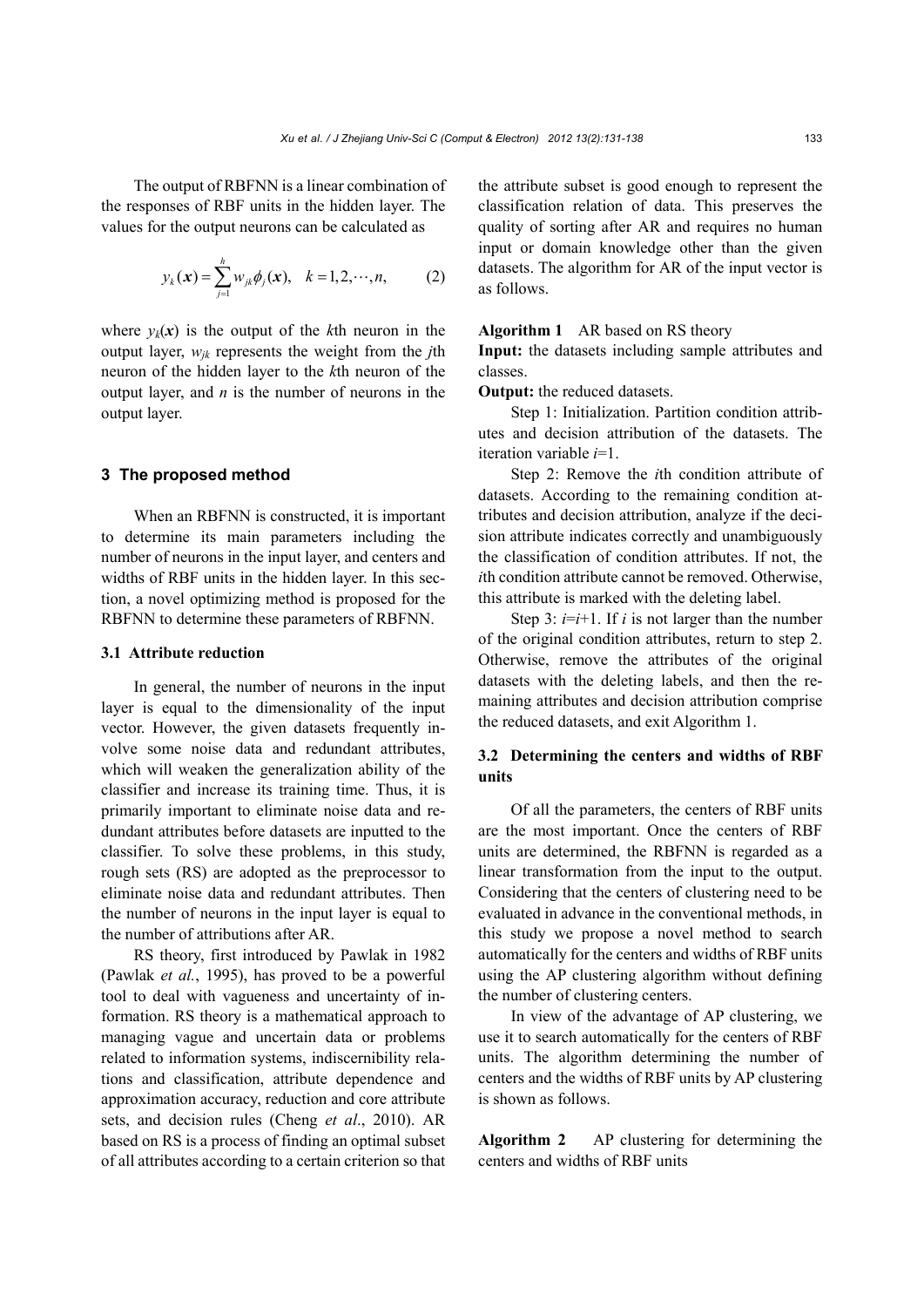The output of RBFNN is a linear combination of the responses of RBF units in the hidden layer. The values for the output neurons can be calculated as

$$y_k(\boldsymbol{x}) = \sum_{j=1}^{h} w_{jk}\phi_j(\boldsymbol{x}), \quad k = 1, 2, \cdots, n, \tag{2}$$

where $y_k(\boldsymbol{x})$ is the output of the $k$th neuron in the output layer, $w_{jk}$ represents the weight from the $j$th neuron of the hidden layer to the $k$th neuron of the output layer, and $n$ is the number of neurons in the output layer.

## 3 The proposed method

When an RBFNN is constructed, it is important to determine its main parameters including the number of neurons in the input layer, and centers and widths of RBF units in the hidden layer. In this section, a novel optimizing method is proposed for the RBFNN to determine these parameters of RBFNN.

### 3.1 Attribute reduction

In general, the number of neurons in the input layer is equal to the dimensionality of the input vector. However, the given datasets frequently involve some noise data and redundant attributes, which will weaken the generalization ability of the classifier and increase its training time. Thus, it is primarily important to eliminate noise data and redundant attributes before datasets are inputted to the classifier. To solve these problems, in this study, rough sets (RS) are adopted as the preprocessor to eliminate noise data and redundant attributes. Then the number of neurons in the input layer is equal to the number of attributions after AR.

RS theory, first introduced by Pawlak in 1982 (Pawlak *et al.*, 1995), has proved to be a powerful tool to deal with vagueness and uncertainty of information. RS theory is a mathematical approach to managing vague and uncertain data or problems related to information systems, indiscernibility relations and classification, attribute dependence and approximation accuracy, reduction and core attribute sets, and decision rules (Cheng *et al*., 2010). AR based on RS is a process of finding an optimal subset of all attributes according to a certain criterion so that the attribute subset is good enough to represent the classification relation of data. This preserves the quality of sorting after AR and requires no human input or domain knowledge other than the given datasets. The algorithm for AR of the input vector is as follows.

**Algorithm 1** AR based on RS theory

**Input:** the datasets including sample attributes and classes.

**Output:** the reduced datasets.

Step 1: Initialization. Partition condition attributes and decision attribution of the datasets. The iteration variable $i$=1.

Step 2: Remove the $i$th condition attribute of datasets. According to the remaining condition attributes and decision attribution, analyze if the decision attribute indicates correctly and unambiguously the classification of condition attributes. If not, the $i$th condition attribute cannot be removed. Otherwise, this attribute is marked with the deleting label.

Step 3: $i$=$i$+1. If $i$ is not larger than the number of the original condition attributes, return to step 2. Otherwise, remove the attributes of the original datasets with the deleting labels, and then the remaining attributes and decision attribution comprise the reduced datasets, and exit Algorithm 1.

### 3.2 Determining the centers and widths of RBF units

Of all the parameters, the centers of RBF units are the most important. Once the centers of RBF units are determined, the RBFNN is regarded as a linear transformation from the input to the output. Considering that the centers of clustering need to be evaluated in advance in the conventional methods, in this study we propose a novel method to search automatically for the centers and widths of RBF units using the AP clustering algorithm without defining the number of clustering centers.

In view of the advantage of AP clustering, we use it to search automatically for the centers of RBF units. The algorithm determining the number of centers and the widths of RBF units by AP clustering is shown as follows.

**Algorithm 2** AP clustering for determining the centers and widths of RBF units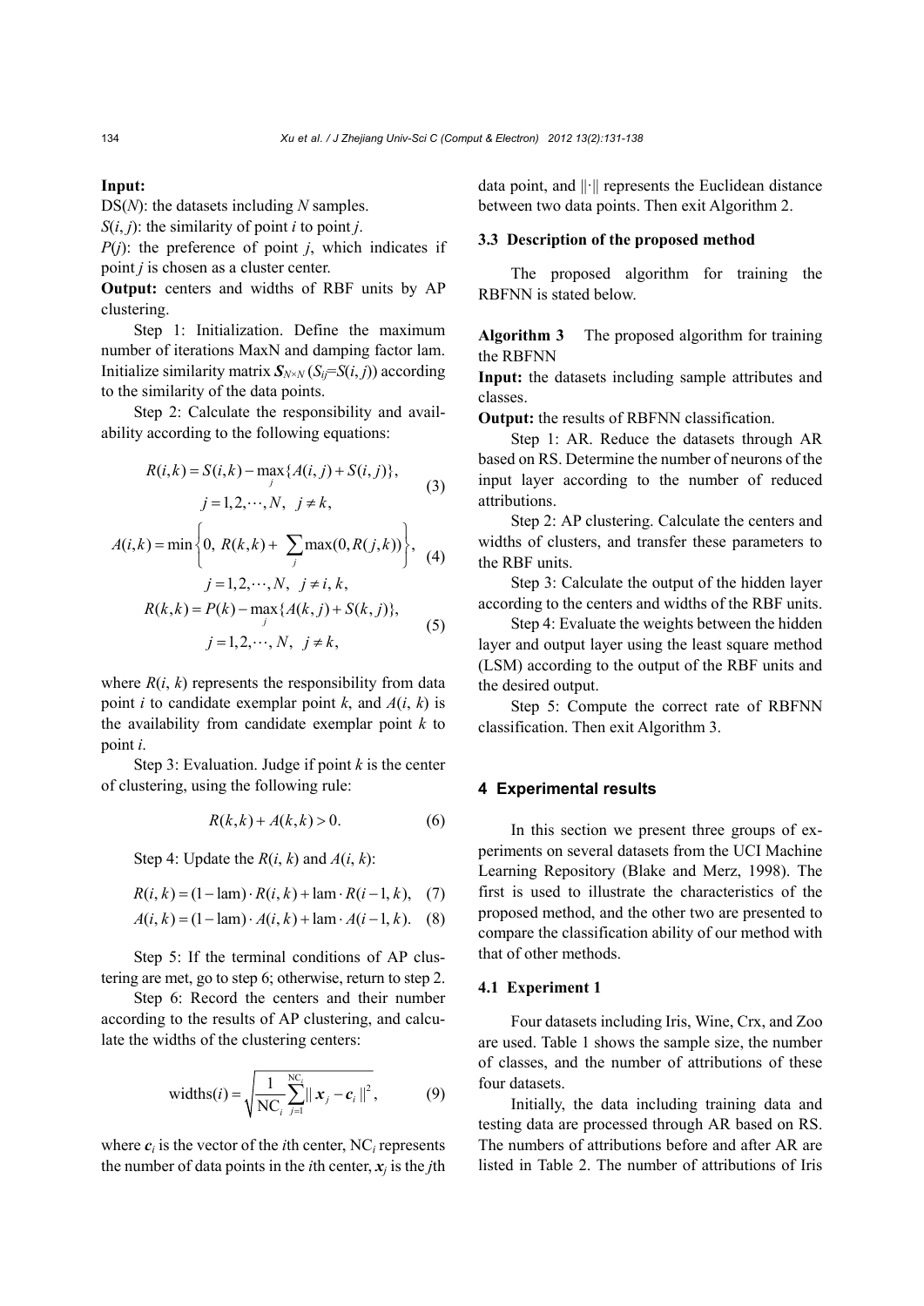**Input:**
DS($N$): the datasets including $N$ samples.
$S(i, j)$: the similarity of point $i$ to point $j$.
$P(j)$: the preference of point $j$, which indicates if point $j$ is chosen as a cluster center.
**Output:** centers and widths of RBF units by AP clustering.

Step 1: Initialization. Define the maximum number of iterations MaxN and damping factor lam. Initialize similarity matrix $\boldsymbol{S}_{N\times N}$ ($S_{ij}$=$S(i, j)$) according to the similarity of the data points.

Step 2: Calculate the responsibility and availability according to the following equations:

$$R(i,k) = S(i,k) - \max_{j}\{A(i,j) + S(i,j)\}, \quad j = 1, 2, \cdots, N, \ \ j \neq k, \tag{3}$$

$$A(i,k) = \min\left\{0,\ R(k,k) + \sum_{j}\max(0, R(j,k))\right\}, \quad j = 1, 2, \cdots, N, \ \ j \neq i, k, \tag{4}$$

$$R(k,k) = P(k) - \max_{j}\{A(k,j) + S(k,j)\}, \quad j = 1, 2, \cdots, N, \ \ j \neq k, \tag{5}$$

where $R(i, k)$ represents the responsibility from data point $i$ to candidate exemplar point $k$, and $A(i, k)$ is the availability from candidate exemplar point $k$ to point $i$.

Step 3: Evaluation. Judge if point $k$ is the center of clustering, using the following rule:

$$R(k,k) + A(k,k) > 0. \tag{6}$$

Step 4: Update the $R(i, k)$ and $A(i, k)$:

$$R(i,k) = (1 - \text{lam}) \cdot R(i,k) + \text{lam} \cdot R(i-1,k), \tag{7}$$

$$A(i,k) = (1 - \text{lam}) \cdot A(i,k) + \text{lam} \cdot A(i-1,k). \tag{8}$$

Step 5: If the terminal conditions of AP clustering are met, go to step 6; otherwise, return to step 2.

Step 6: Record the centers and their number according to the results of AP clustering, and calculate the widths of the clustering centers:

$$\text{widths}(i) = \sqrt{\frac{1}{\text{NC}_i}\sum_{j=1}^{\text{NC}_i}\|\boldsymbol{x}_j - \boldsymbol{c}_i\|^2}, \tag{9}$$

where $\boldsymbol{c}_i$ is the vector of the $i$th center, $\text{NC}_i$ represents the number of data points in the $i$th center, $\boldsymbol{x}_j$ is the $j$th data point, and $\|\cdot\|$ represents the Euclidean distance between two data points. Then exit Algorithm 2.

### 3.3 Description of the proposed method

The proposed algorithm for training the RBFNN is stated below.

**Algorithm 3** The proposed algorithm for training the RBFNN
**Input:** the datasets including sample attributes and classes.
**Output:** the results of RBFNN classification.

Step 1: AR. Reduce the datasets through AR based on RS. Determine the number of neurons of the input layer according to the number of reduced attributions.

Step 2: AP clustering. Calculate the centers and widths of clusters, and transfer these parameters to the RBF units.

Step 3: Calculate the output of the hidden layer according to the centers and widths of the RBF units.

Step 4: Evaluate the weights between the hidden layer and output layer using the least square method (LSM) according to the output of the RBF units and the desired output.

Step 5: Compute the correct rate of RBFNN classification. Then exit Algorithm 3.

## 4 Experimental results

In this section we present three groups of experiments on several datasets from the UCI Machine Learning Repository (Blake and Merz, 1998). The first is used to illustrate the characteristics of the proposed method, and the other two are presented to compare the classification ability of our method with that of other methods.

### 4.1 Experiment 1

Four datasets including Iris, Wine, Crx, and Zoo are used. Table 1 shows the sample size, the number of classes, and the number of attributions of these four datasets.

Initially, the data including training data and testing data are processed through AR based on RS. The numbers of attributions before and after AR are listed in Table 2. The number of attributions of Iris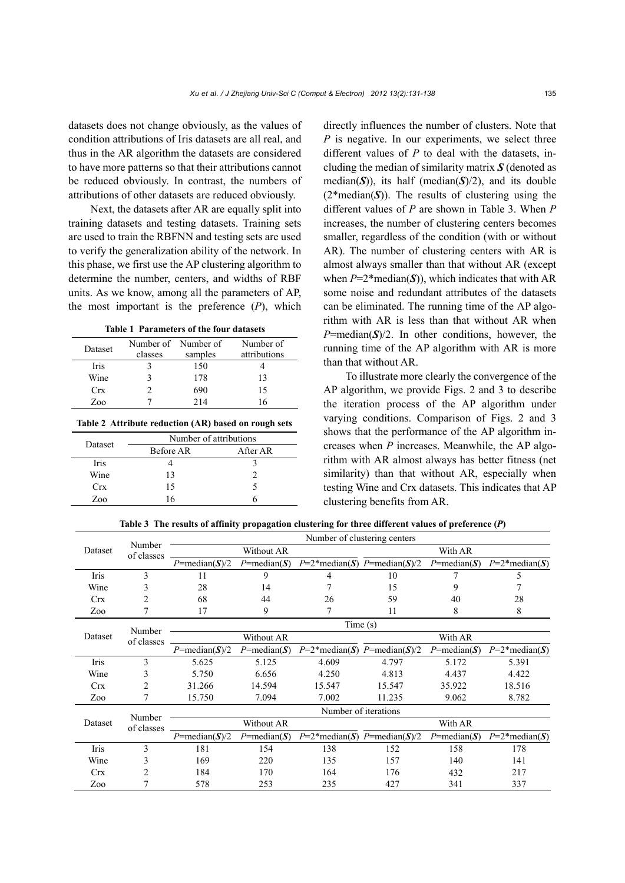datasets does not change obviously, as the values of condition attributions of Iris datasets are all real, and thus in the AR algorithm the datasets are considered to have more patterns so that their attributions cannot be reduced obviously. In contrast, the numbers of attributions of other datasets are reduced obviously.

Next, the datasets after AR are equally split into training datasets and testing datasets. Training sets are used to train the RBFNN and testing sets are used to verify the generalization ability of the network. In this phase, we first use the AP clustering algorithm to determine the number, centers, and widths of RBF units. As we know, among all the parameters of AP, the most important is the preference ($P$), which directly influences the number of clusters. Note that $P$ is negative. In our experiments, we select three different values of $P$ to deal with the datasets, including the median of similarity matrix $\boldsymbol{S}$ (denoted as median($\boldsymbol{S}$)), its half (median($\boldsymbol{S}$)/2), and its double (2*median($\boldsymbol{S}$)). The results of clustering using the different values of $P$ are shown in Table 3. When $P$ increases, the number of clustering centers becomes smaller, regardless of the condition (with or without AR). The number of clustering centers with AR is almost always smaller than that without AR (except when $P$=2*median($\boldsymbol{S}$)), which indicates that with AR some noise and redundant attributes of the datasets can be eliminated. The running time of the AP algorithm with AR is less than that without AR when $P$=median($\boldsymbol{S}$)/2. In other conditions, however, the running time of the AP algorithm with AR is more than that without AR.

To illustrate more clearly the convergence of the AP algorithm, we provide Figs. 2 and 3 to describe the iteration process of the AP algorithm under varying conditions. Comparison of Figs. 2 and 3 shows that the performance of the AP algorithm increases when $P$ increases. Meanwhile, the AP algorithm with AR almost always has better fitness (net similarity) than that without AR, especially when testing Wine and Crx datasets. This indicates that AP clustering benefits from AR.

**Table 1 Parameters of the four datasets**

| Dataset | Number of classes | Number of samples | Number of attributions |
|---|---|---|---|
| Iris | 3 | 150 | 4 |
| Wine | 3 | 178 | 13 |
| Crx | 2 | 690 | 15 |
| Zoo | 7 | 214 | 16 |

**Table 2 Attribute reduction (AR) based on rough sets**

| Dataset | Number of attributions | |
|---|---|---|
| | Before AR | After AR |
| Iris | 4 | 3 |
| Wine | 13 | 2 |
| Crx | 15 | 5 |
| Zoo | 16 | 6 |

**Table 3 The results of affinity propagation clustering for three different values of preference ($P$)**

| Dataset | Number of classes | Number of clustering centers | | | | | |
|---|---|---|---|---|---|---|---|
| | | Without AR | | | With AR | | |
| | | $P$=median($\boldsymbol{S}$)/2 | $P$=median($\boldsymbol{S}$) | $P$=2*median($\boldsymbol{S}$) | $P$=median($\boldsymbol{S}$)/2 | $P$=median($\boldsymbol{S}$) | $P$=2*median($\boldsymbol{S}$) |
| Iris | 3 | 11 | 9 | 4 | 10 | 7 | 5 |
| Wine | 3 | 28 | 14 | 7 | 15 | 9 | 7 |
| Crx | 2 | 68 | 44 | 26 | 59 | 40 | 28 |
| Zoo | 7 | 17 | 9 | 7 | 11 | 8 | 8 |
| **Dataset** | **Number of classes** | **Time (s)** | | | | | |
| | | Without AR | | | With AR | | |
| | | $P$=median($\boldsymbol{S}$)/2 | $P$=median($\boldsymbol{S}$) | $P$=2*median($\boldsymbol{S}$) | $P$=median($\boldsymbol{S}$)/2 | $P$=median($\boldsymbol{S}$) | $P$=2*median($\boldsymbol{S}$) |
| Iris | 3 | 5.625 | 5.125 | 4.609 | 4.797 | 5.172 | 5.391 |
| Wine | 3 | 5.750 | 6.656 | 4.250 | 4.813 | 4.437 | 4.422 |
| Crx | 2 | 31.266 | 14.594 | 15.547 | 15.547 | 35.922 | 18.516 |
| Zoo | 7 | 15.750 | 7.094 | 7.002 | 11.235 | 9.062 | 8.782 |
| **Dataset** | **Number of classes** | **Number of iterations** | | | | | |
| | | Without AR | | | With AR | | |
| | | $P$=median($\boldsymbol{S}$)/2 | $P$=median($\boldsymbol{S}$) | $P$=2*median($\boldsymbol{S}$) | $P$=median($\boldsymbol{S}$)/2 | $P$=median($\boldsymbol{S}$) | $P$=2*median($\boldsymbol{S}$) |
| Iris | 3 | 181 | 154 | 138 | 152 | 158 | 178 |
| Wine | 3 | 169 | 220 | 135 | 157 | 140 | 141 |
| Crx | 2 | 184 | 170 | 164 | 176 | 432 | 217 |
| Zoo | 7 | 578 | 253 | 235 | 427 | 341 | 337 |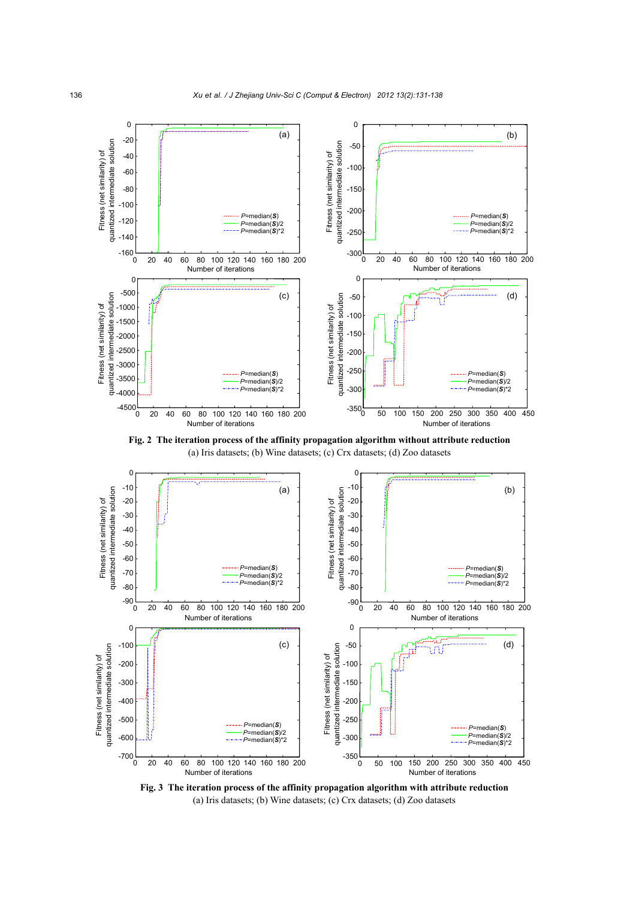**Fig. 2 The iteration process of the affinity propagation algorithm without attribute reduction**
(a) Iris datasets; (b) Wine datasets; (c) Crx datasets; (d) Zoo datasets

**Fig. 3 The iteration process of the affinity propagation algorithm with attribute reduction**
(a) Iris datasets; (b) Wine datasets; (c) Crx datasets; (d) Zoo datasets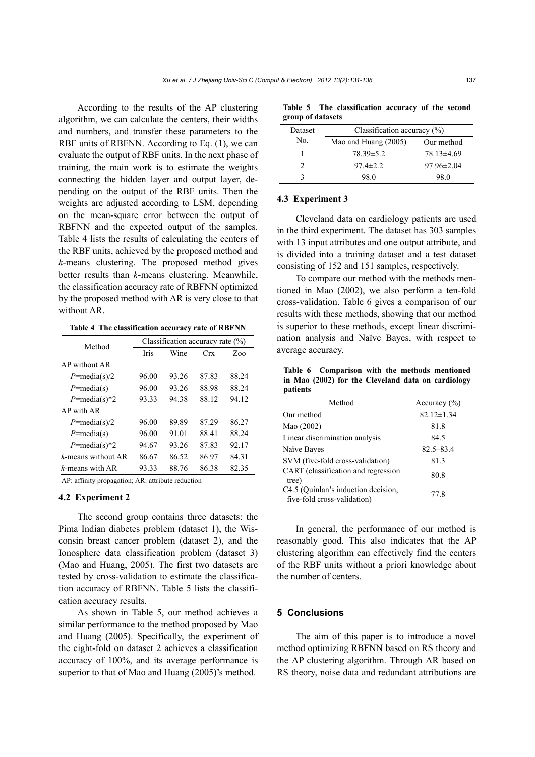According to the results of the AP clustering algorithm, we can calculate the centers, their widths and numbers, and transfer these parameters to the RBF units of RBFNN. According to Eq. (1), we can evaluate the output of RBF units. In the next phase of training, the main work is to estimate the weights connecting the hidden layer and output layer, depending on the output of the RBF units. Then the weights are adjusted according to LSM, depending on the mean-square error between the output of RBFNN and the expected output of the samples. Table 4 lists the results of calculating the centers of the RBF units, achieved by the proposed method and *k*-means clustering. The proposed method gives better results than *k*-means clustering. Meanwhile, the classification accuracy rate of RBFNN optimized by the proposed method with AR is very close to that without AR.

**Table 4 The classification accuracy rate of RBFNN**

| Method | Classification accuracy rate (%) | | | |
|---|---|---|---|---|
| | Iris | Wine | Crx | Zoo |
| AP without AR | | | | |
| *P*=media(s)/2 | 96.00 | 93.26 | 87.83 | 88.24 |
| *P*=media(s) | 96.00 | 93.26 | 88.98 | 88.24 |
| *P*=media(s)*2 | 93.33 | 94.38 | 88.12 | 94.12 |
| AP with AR | | | | |
| *P*=media(s)/2 | 96.00 | 89.89 | 87.29 | 86.27 |
| *P*=media(s) | 96.00 | 91.01 | 88.41 | 88.24 |
| *P*=media(s)*2 | 94.67 | 93.26 | 87.83 | 92.17 |
| *k*-means without AR | 86.67 | 86.52 | 86.97 | 84.31 |
| *k*-means with AR | 93.33 | 88.76 | 86.38 | 82.35 |

AP: affinity propagation; AR: attribute reduction

### 4.2 Experiment 2

The second group contains three datasets: the Pima Indian diabetes problem (dataset 1), the Wisconsin breast cancer problem (dataset 2), and the Ionosphere data classification problem (dataset 3) (Mao and Huang, 2005). The first two datasets are tested by cross-validation to estimate the classification accuracy of RBFNN. Table 5 lists the classification accuracy results.

As shown in Table 5, our method achieves a similar performance to the method proposed by Mao and Huang (2005). Specifically, the experiment of the eight-fold on dataset 2 achieves a classification accuracy of 100%, and its average performance is superior to that of Mao and Huang (2005)'s method.

**Table 5 The classification accuracy of the second group of datasets**

| Dataset No. | Classification accuracy (%) | |
|---|---|---|
| | Mao and Huang (2005) | Our method |
| 1 | 78.39±5.2 | 78.13±4.69 |
| 2 | 97.4±2.2 | 97.96±2.04 |
| 3 | 98.0 | 98.0 |

### 4.3 Experiment 3

Cleveland data on cardiology patients are used in the third experiment. The dataset has 303 samples with 13 input attributes and one output attribute, and is divided into a training dataset and a test dataset consisting of 152 and 151 samples, respectively.

To compare our method with the methods mentioned in Mao (2002), we also perform a ten-fold cross-validation. Table 6 gives a comparison of our results with these methods, showing that our method is superior to these methods, except linear discrimination analysis and Naïve Bayes, with respect to average accuracy.

**Table 6 Comparison with the methods mentioned in Mao (2002) for the Cleveland data on cardiology patients**

| Method | Accuracy (%) |
|---|---|
| Our method | 82.12±1.34 |
| Mao (2002) | 81.8 |
| Linear discrimination analysis | 84.5 |
| Naïve Bayes | 82.5–83.4 |
| SVM (five-fold cross-validation) | 81.3 |
| CART (classification and regression tree) | 80.8 |
| C4.5 (Quinlan's induction decision, five-fold cross-validation) | 77.8 |

In general, the performance of our method is reasonably good. This also indicates that the AP clustering algorithm can effectively find the centers of the RBF units without a priori knowledge about the number of centers.

## 5 Conclusions

The aim of this paper is to introduce a novel method optimizing RBFNN based on RS theory and the AP clustering algorithm. Through AR based on RS theory, noise data and redundant attributions are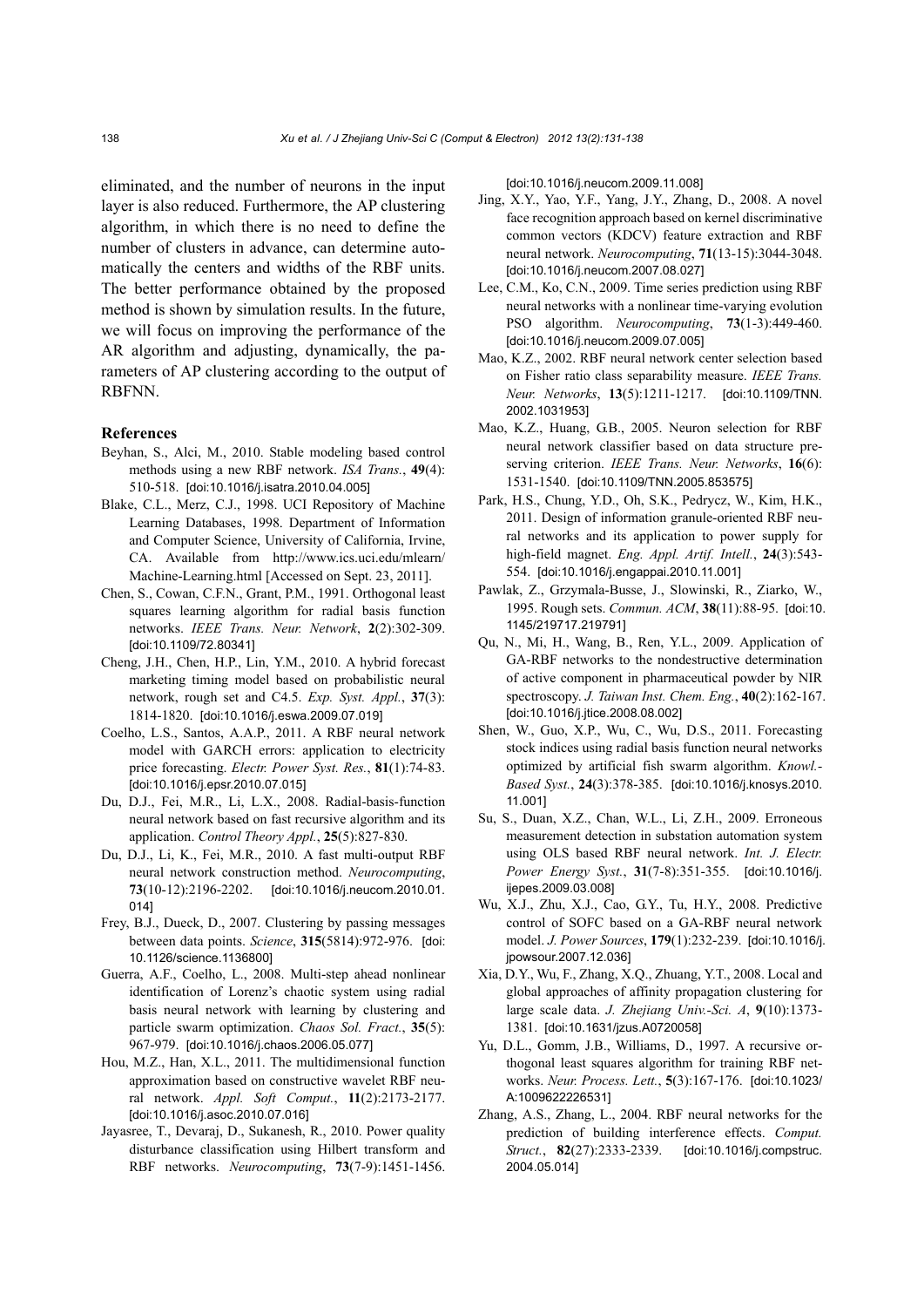eliminated, and the number of neurons in the input layer is also reduced. Furthermore, the AP clustering algorithm, in which there is no need to define the number of clusters in advance, can determine automatically the centers and widths of the RBF units. The better performance obtained by the proposed method is shown by simulation results. In the future, we will focus on improving the performance of the AR algorithm and adjusting, dynamically, the parameters of AP clustering according to the output of RBFNN.

## References

Beyhan, S., Alci, M., 2010. Stable modeling based control methods using a new RBF network. *ISA Trans.*, **49**(4): 510-518. [doi:10.1016/j.isatra.2010.04.005]

Blake, C.L., Merz, C.J., 1998. UCI Repository of Machine Learning Databases, 1998. Department of Information and Computer Science, University of California, Irvine, CA. Available from http://www.ics.uci.edu/mlearn/Machine-Learning.html [Accessed on Sept. 23, 2011].

Chen, S., Cowan, C.F.N., Grant, P.M., 1991. Orthogonal least squares learning algorithm for radial basis function networks. *IEEE Trans. Neur. Network*, **2**(2):302-309. [doi:10.1109/72.80341]

Cheng, J.H., Chen, H.P., Lin, Y.M., 2010. A hybrid forecast marketing timing model based on probabilistic neural network, rough set and C4.5. *Exp. Syst. Appl.*, **37**(3): 1814-1820. [doi:10.1016/j.eswa.2009.07.019]

Coelho, L.S., Santos, A.A.P., 2011. A RBF neural network model with GARCH errors: application to electricity price forecasting. *Electr. Power Syst. Res.*, **81**(1):74-83. [doi:10.1016/j.epsr.2010.07.015]

Du, D.J., Fei, M.R., Li, L.X., 2008. Radial-basis-function neural network based on fast recursive algorithm and its application. *Control Theory Appl.*, **25**(5):827-830.

Du, D.J., Li, K., Fei, M.R., 2010. A fast multi-output RBF neural network construction method. *Neurocomputing*, **73**(10-12):2196-2202. [doi:10.1016/j.neucom.2010.01.014]

Frey, B.J., Dueck, D., 2007. Clustering by passing messages between data points. *Science*, **315**(5814):972-976. [doi:10.1126/science.1136800]

Guerra, A.F., Coelho, L., 2008. Multi-step ahead nonlinear identification of Lorenz's chaotic system using radial basis neural network with learning by clustering and particle swarm optimization. *Chaos Sol. Fract.*, **35**(5): 967-979. [doi:10.1016/j.chaos.2006.05.077]

Hou, M.Z., Han, X.L., 2011. The multidimensional function approximation based on constructive wavelet RBF neural network. *Appl. Soft Comput.*, **11**(2):2173-2177. [doi:10.1016/j.asoc.2010.07.016]

Jayasree, T., Devaraj, D., Sukanesh, R., 2010. Power quality disturbance classification using Hilbert transform and RBF networks. *Neurocomputing*, **73**(7-9):1451-1456. [doi:10.1016/j.neucom.2009.11.008]

Jing, X.Y., Yao, Y.F., Yang, J.Y., Zhang, D., 2008. A novel face recognition approach based on kernel discriminative common vectors (KDCV) feature extraction and RBF neural network. *Neurocomputing*, **71**(13-15):3044-3048. [doi:10.1016/j.neucom.2007.08.027]

Lee, C.M., Ko, C.N., 2009. Time series prediction using RBF neural networks with a nonlinear time-varying evolution PSO algorithm. *Neurocomputing*, **73**(1-3):449-460. [doi:10.1016/j.neucom.2009.07.005]

Mao, K.Z., 2002. RBF neural network center selection based on Fisher ratio class separability measure. *IEEE Trans. Neur. Networks*, **13**(5):1211-1217. [doi:10.1109/TNN.2002.1031953]

Mao, K.Z., Huang, G.B., 2005. Neuron selection for RBF neural network classifier based on data structure preserving criterion. *IEEE Trans. Neur. Networks*, **16**(6): 1531-1540. [doi:10.1109/TNN.2005.853575]

Park, H.S., Chung, Y.D., Oh, S.K., Pedrycz, W., Kim, H.K., 2011. Design of information granule-oriented RBF neural networks and its application to power supply for high-field magnet. *Eng. Appl. Artif. Intell.*, **24**(3):543-554. [doi:10.1016/j.engappai.2010.11.001]

Pawlak, Z., Grzymala-Busse, J., Slowinski, R., Ziarko, W., 1995. Rough sets. *Commun. ACM*, **38**(11):88-95. [doi:10.1145/219717.219791]

Qu, N., Mi, H., Wang, B., Ren, Y.L., 2009. Application of GA-RBF networks to the nondestructive determination of active component in pharmaceutical powder by NIR spectroscopy. *J. Taiwan Inst. Chem. Eng.*, **40**(2):162-167. [doi:10.1016/j.jtice.2008.08.002]

Shen, W., Guo, X.P., Wu, C., Wu, D.S., 2011. Forecasting stock indices using radial basis function neural networks optimized by artificial fish swarm algorithm. *Knowl.-Based Syst.*, **24**(3):378-385. [doi:10.1016/j.knosys.2010.11.001]

Su, S., Duan, X.Z., Chan, W.L., Li, Z.H., 2009. Erroneous measurement detection in substation automation system using OLS based RBF neural network. *Int. J. Electr. Power Energy Syst.*, **31**(7-8):351-355. [doi:10.1016/j.ijepes.2009.03.008]

Wu, X.J., Zhu, X.J., Cao, G.Y., Tu, H.Y., 2008. Predictive control of SOFC based on a GA-RBF neural network model. *J. Power Sources*, **179**(1):232-239. [doi:10.1016/j.jpowsour.2007.12.036]

Xia, D.Y., Wu, F., Zhang, X.Q., Zhuang, Y.T., 2008. Local and global approaches of affinity propagation clustering for large scale data. *J. Zhejiang Univ.-Sci. A*, **9**(10):1373-1381. [doi:10.1631/jzus.A0720058]

Yu, D.L., Gomm, J.B., Williams, D., 1997. A recursive orthogonal least squares algorithm for training RBF networks. *Neur. Process. Lett.*, **5**(3):167-176. [doi:10.1023/A:1009622226531]

Zhang, A.S., Zhang, L., 2004. RBF neural networks for the prediction of building interference effects. *Comput. Struct.*, **82**(27):2333-2339. [doi:10.1016/j.compstruc.2004.05.014]